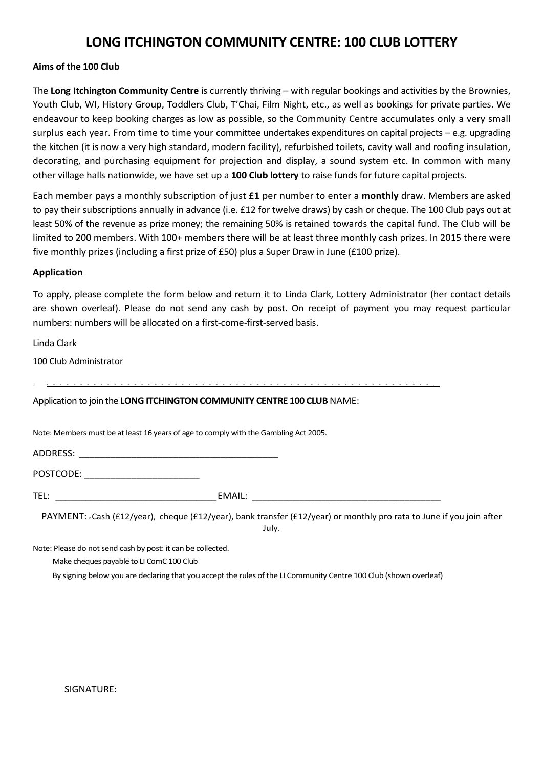# LONG ITCHINGTON COMMUNITY CENTRE: 100 CLUB LOTTERY

**Aims of the 100 Club**

The **Long Itchington Community Centre** is currently thriving – with regular bookings and activities by the Brownies, Youth Club, WI, History Group, Toddlers Club, T'Chai, Film Night, etc., as well as bookings for private parties. We endeavour to keep booking charges as low as possible, so the Community Centre accumulates only a very small surplus each year. From time to time your committee undertakes expenditures on capital projects – e.g. upgrading the kitchen (it is now a very high standard, modern facility), refurbished toilets, cavity wall and roofing insulation, decorating, and purchasing equipment for projection and display, a sound system etc. In common with many other village halls nationwide, we have set up a **100 Club lottery** to raise funds for future capital projects.

Each member pays a monthly subscription of just **£1** per number to enter a **monthly** draw. Members are asked to pay their subscriptions annually in advance (i.e. £12 for twelve draws) by cash or cheque. The 100 Club pays out at least 50% of the revenue as prize money; the remaining 50% is retained towards the capital fund. The Club will be limited to 200 members. With 100+ members there will be at least three monthly cash prizes. In 2015 there were five monthly prizes (including a first prize of £50) plus a Super Draw in June (£100 prize).

**Application**

To apply, please complete the form below and return it to Linda Clark, Lottery Administrator (her contact details are shown overleaf). <u>Please do not send any cash by post.</u> On receipt of payment you may request particular numbers: numbers will be allocated on a first-come-first-served basis.

Linda Clark

100 Club Administrator

- - - - - - - - - - - - - - - - - - - - - - - - - - - - - - - - - - - - - - - - - - - - - - - - - - - - - - - - - - - - - - -

Application to join the **LONG ITCHINGTON COMMUNITY CENTRE 100 CLUB** NAME:

Note: Members must be at least 16 years of age to comply with the Gambling Act 2005.

ADDRESS: ________________________________________

POSTCODE: _______________________

TEL: ________________________________ EMAIL: _____________________________________

PAYMENT: Cash (£12/year), cheque (£12/year), bank transfer (£12/year) or monthly pro rata to June if you join after July.

Note: Please <u>do not send cash by post:</u> it can be collected.

Make cheques payable to <u>LI ComC 100 Club</u>

By signing below you are declaring that you accept the rules of the LI Community Centre 100 Club (shown overleaf)

SIGNATURE: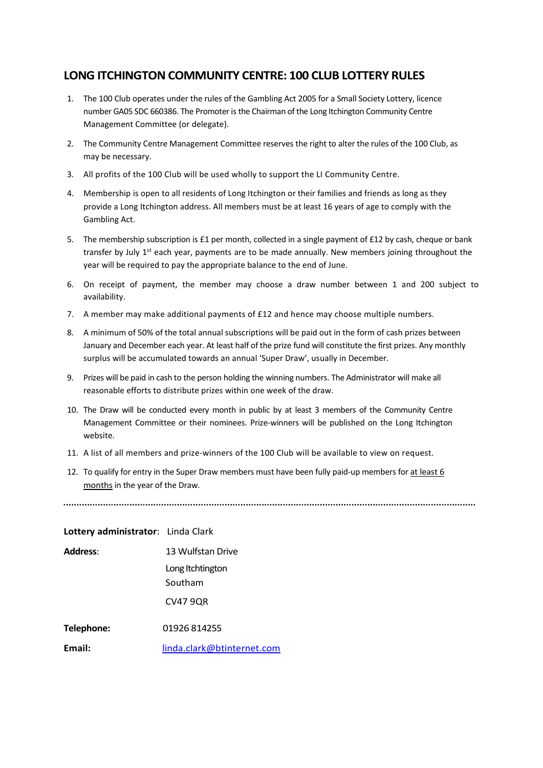# LONG ITCHINGTON COMMUNITY CENTRE: 100 CLUB LOTTERY RULES

1. The 100 Club operates under the rules of the Gambling Act 2005 for a Small Society Lottery, licence number GA05 SDC 660386. The Promoter is the Chairman of the Long Itchington Community Centre Management Committee (or delegate).
2. The Community Centre Management Committee reserves the right to alter the rules of the 100 Club, as may be necessary.
3. All profits of the 100 Club will be used wholly to support the LI Community Centre.
4. Membership is open to all residents of Long Itchington or their families and friends as long as they provide a Long Itchington address. All members must be at least 16 years of age to comply with the Gambling Act.
5. The membership subscription is £1 per month, collected in a single payment of £12 by cash, cheque or bank transfer by July 1st each year, payments are to be made annually. New members joining throughout the year will be required to pay the appropriate balance to the end of June.
6. On receipt of payment, the member may choose a draw number between 1 and 200 subject to availability.
7. A member may make additional payments of £12 and hence may choose multiple numbers.
8. A minimum of 50% of the total annual subscriptions will be paid out in the form of cash prizes between January and December each year. At least half of the prize fund will constitute the first prizes. Any monthly surplus will be accumulated towards an annual 'Super Draw', usually in December.
9. Prizes will be paid in cash to the person holding the winning numbers. The Administrator will make all reasonable efforts to distribute prizes within one week of the draw.
10. The Draw will be conducted every month in public by at least 3 members of the Community Centre Management Committee or their nominees. Prize-winners will be published on the Long Itchington website.
11. A list of all members and prize-winners of the 100 Club will be available to view on request.
12. To qualify for entry in the Super Draw members must have been fully paid-up members for at least 6 months in the year of the Draw.

---

**Lottery administrator**: Linda Clark

**Address**: 13 Wulfstan Drive
Long Itchtington
Southam
CV47 9QR

**Telephone:** 01926 814255

**Email:** linda.clark@btinternet.com